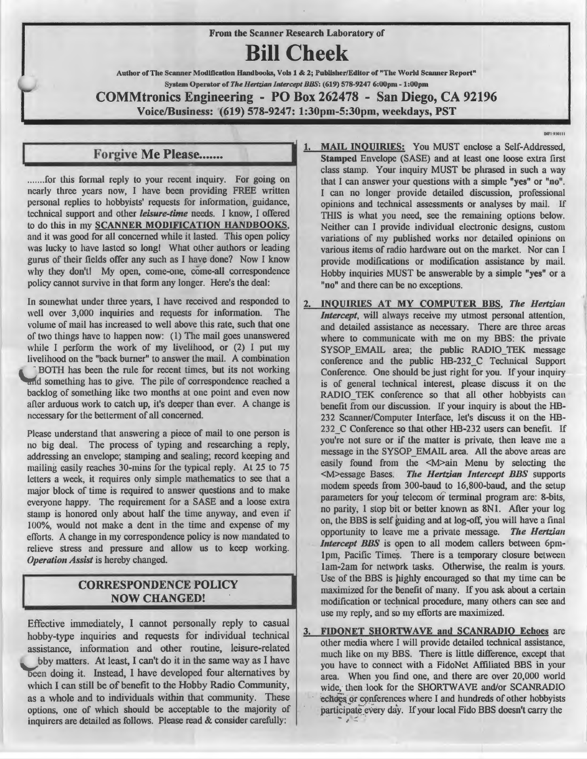From the Scanner Research Laboratory of

# Bill Cheek

Author of The Scanner Modification Handbooks, Vols 1 & 2; Publisher/Editor of "The World Scanner Report"
System Operator of *The Hertzian Intercept BBS*: (619) 578-9247 6:00pm - 1:00pm

**COMMtronics Engineering - PO Box 262478 - San Diego, CA 92196**
**Voice/Business: (619) 578-9247: 1:30pm-5:30pm, weekdays, PST**

## Forgive Me Please.......

.......for this formal reply to your recent inquiry. For going on nearly three years now, I have been providing FREE written personal replies to hobbyists' requests for information, guidance, technical support and other *leisure-time* needs. I know, I offered to do this in my SCANNER MODIFICATION HANDBOOKS, and it was good for all concerned while it lasted. This open policy was lucky to have lasted so long! What other authors or leading gurus of their fields offer any such as I have done? Now I know why they don't! My open, come-one, come-all correspondence policy cannot survive in that form any longer. Here's the deal:

In somewhat under three years, I have received and responded to well over 3,000 inquiries and requests for information. The volume of mail has increased to well above this rate, such that one of two things have to happen now: (1) The mail goes unanswered while I perform the work of my livelihood, or (2) I put my livelihood on the "back burner" to answer the mail. A combination of BOTH has been the rule for recent times, but its not working and something has to give. The pile of correspondence reached a backlog of something like two months at one point and even now after arduous work to catch up, it's deeper than ever. A change is necessary for the betterment of all concerned.

Please understand that answering a piece of mail to one person is no big deal. The process of typing and researching a reply, addressing an envelope; stamping and sealing; record keeping and mailing easily reaches 30-mins for the typical reply. At 25 to 75 letters a week, it requires only simple mathematics to see that a major block of time is required to answer questions and to make everyone happy. The requirement for a SASE and a loose extra stamp is honored only about half the time anyway, and even if 100%, would not make a dent in the time and expense of my efforts. A change in my correspondence policy is now mandated to relieve stress and pressure and allow us to keep working. *Operation Assist* is hereby changed.

## CORRESPONDENCE POLICY NOW CHANGED!

Effective immediately, I cannot personally reply to casual hobby-type inquiries and requests for individual technical assistance, information and other routine, leisure-related hobby matters. At least, I can't do it in the same way as I have been doing it. Instead, I have developed four alternatives by which I can still be of benefit to the Hobby Radio Community, as a whole and to individuals within that community. These options, one of which should be acceptable to the majority of inquirers are detailed as follows. Please read & consider carefully:

1. **MAIL INQUIRIES:** You MUST enclose a Self-Addressed, **Stamped** Envelope (SASE) and at least one loose extra first class stamp. Your inquiry MUST be phrased in such a way that I can answer your questions with a simple "yes" or "no". I can no longer provide detailed discussion, professional opinions and technical assessments or analyses by mail. If THIS is what you need, see the remaining options below. Neither can I provide individual electronic designs, custom variations of my published works nor detailed opinions on various items of radio hardware out on the market. Nor can I provide modifications or modification assistance by mail. Hobby inquiries MUST be answerable by a simple "yes" or a "no" and there can be no exceptions.

2. **INQUIRIES AT MY COMPUTER BBS**, ***The Hertzian Intercept***, will always receive my utmost personal attention, and detailed assistance as necessary. There are three areas where to communicate with me on my BBS: the private SYSOP_EMAIL area; the public RADIO_TEK message conference and the public HB-232_C Technical Support Conference. One should be just right for you. If your inquiry is of general technical interest, please discuss it on the RADIO_TEK conference so that all other hobbyists can benefit from our discussion. If your inquiry is about the HB-232 Scanner/Computer Interface, let's discuss it on the HB-232_C Conference so that other HB-232 users can benefit. If you're not sure or if the matter is private, then leave me a message in the SYSOP_EMAIL area. All the above areas are easily found from the <M>ain Menu by selecting the <M>essage Bases. ***The Hertzian Intercept BBS*** supports modem speeds from 300-baud to 16,800-baud, and the setup parameters for your telecom or terminal program are: 8-bits, no parity, 1 stop bit or better known as 8N1. After your log on, the BBS is self guiding and at log-off, you will have a final opportunity to leave me a private message. ***The Hertzian Intercept BBS*** is open to all modem callers between 6pm-1pm, Pacific Times. There is a temporary closure between 1am-2am for network tasks. Otherwise, the realm is yours. Use of the BBS is highly encouraged so that my time can be maximized for the benefit of many. If you ask about a certain modification or technical procedure, many others can see and use my reply, and so my efforts are maximized.

3. **FIDONET SHORTWAVE and SCANRADIO Echoes** are other media where I will provide detailed technical assistance, much like on my BBS. There is little difference, except that you have to connect with a FidoNet Affiliated BBS in your area. When you find one, and there are over 20,000 world wide, then look for the SHORTWAVE and/or SCANRADIO echoes or conferences where I and hundreds of other hobbyists participate every day. If your local Fido BBS doesn't carry the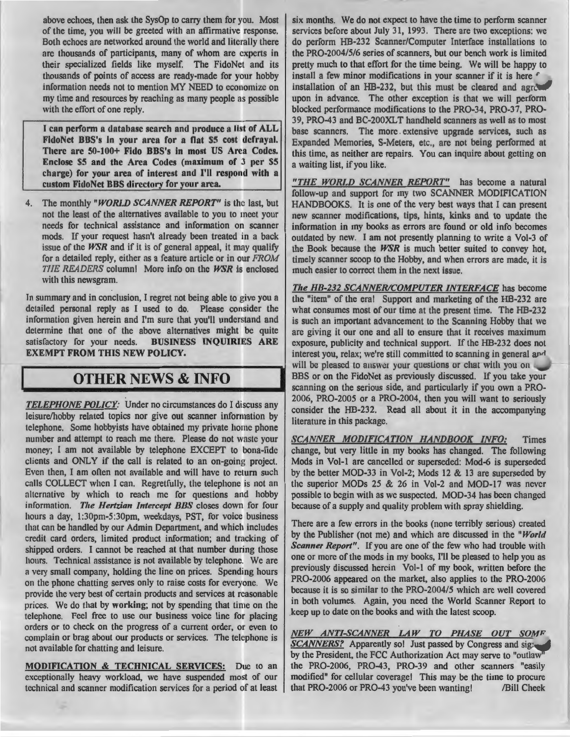above echoes, then ask the SysOp to carry them for you. Most of the time, you will be greeted with an affirmative response. Both echoes are networked around the world and literally there are thousands of participants, many of whom are experts in their specialized fields like myself. The FidoNet and its thousands of points of access are ready-made for your hobby information needs not to mention MY NEED to economize on my time and resources by reaching as many people as possible with the effort of one reply.

**I can perform a database search and produce a list of ALL FidoNet BBS's in your area for a flat $5 cost defrayal. There are 50-100+ Fido BBS's in most US Area Codes. Enclose $5 and the Area Codes (maximum of 3 per $5 charge) for your area of interest and I'll respond with a custom FidoNet BBS directory for your area.**

4. The monthly "***WORLD SCANNER REPORT***" is the last, but not the least of the alternatives available to you to meet your needs for technical assistance and information on scanner mods. If your request hasn't already been treated in a back issue of the ***WSR*** and if it is of general appeal, it may qualify for a detailed reply, either as a feature article or in our *FROM THE READERS* column! More info on the ***WSR*** is enclosed with this newsgram.

In summary and in conclusion, I regret not being able to give you a detailed personal reply as I used to do. Please consider the information given herein and I'm sure that you'll understand and determine that one of the above alternatives might be quite satisfactory for your needs. **BUSINESS INQUIRIES ARE EXEMPT FROM THIS NEW POLICY.**

## OTHER NEWS & INFO

***TELEPHONE POLICY:*** Under no circumstances do I discuss any leisure/hobby related topics nor give out scanner information by telephone. Some hobbyists have obtained my private home phone number and attempt to reach me there. Please do not waste your money; I am not available by telephone EXCEPT to bona-fide clients and ONLY if the call is related to an on-going project. Even then, I am often not available and will have to return such calls COLLECT when I can. Regretfully, the telephone is not an alternative by which to reach me for questions and hobby information. ***The Hertzian Intercept BBS*** closes down for four hours a day, 1:30pm-5:30pm, weekdays, PST, for voice business that can be handled by our Admin Department, and which includes credit card orders, limited product information; and tracking of shipped orders. I cannot be reached at that number during those hours. Technical assistance is not available by telephone. We are a very small company, holding the line on prices. Spending hours on the phone chatting serves only to raise costs for everyone. We provide the very best of certain products and services at reasonable prices. We do that by **working**; not by spending that time on the telephone. Feel free to use our business voice line for placing orders or to check on the progress of a current order, or even to complain or brag about our products or services. The telephone is not available for chatting and leisure.

**MODIFICATION & TECHNICAL SERVICES:** Due to an exceptionally heavy workload, we have suspended most of our technical and scanner modification services for a period of at least six months. We do not expect to have the time to perform scanner services before about July 31, 1993. There are two exceptions: we do perform HB-232 Scanner/Computer Interface installations to the PRO-2004/5/6 series of scanners, but our bench work is limited pretty much to that effort for the time being. We will be happy to install a few minor modifications in your scanner if it is here f installation of an HB-232, but this must be cleared and agreed upon in advance. The other exception is that we will perform blocked performance modifications to the PRO-34, PRO-37, PRO-39, PRO-43 and BC-200XLT handheld scanners as well as to most base scanners. The more extensive upgrade services, such as Expanded Memories, S-Meters, etc., are not being performed at this time, as neither are repairs. You can inquire about getting on a waiting list, if you like.

***"THE WORLD SCANNER REPORT"*** has become a natural follow-up and support for my two SCANNER MODIFICATION HANDBOOKS. It is one of the very best ways that I can present new scanner modifications, tips, hints, kinks and to update the information in my books as errors are found or old info becomes outdated by new. I am not presently planning to write a Vol-3 of the Book because the ***WSR*** is much better suited to convey hot, timely scanner scoop to the Hobby, and when errors are made, it is much easier to correct them in the next issue.

***The HB-232 SCANNER/COMPUTER INTERFACE*** has become the "item" of the era! Support and marketing of the HB-232 are what consumes most of our time at the present time. The HB-232 is such an important advancement to the Scanning Hobby that we are giving it our one and all to ensure that it receives maximum exposure, publicity and technical support. If the HB-232 does not interest you, relax; we're still committed to scanning in general and will be pleased to answer your questions or chat with you on BBS or on the FidoNet as previously discussed. If you take your scanning on the serious side, and particularly if you own a PRO-2006, PRO-2005 or a PRO-2004, then you will want to seriously consider the HB-232. Read all about it in the accompanying literature in this package.

***SCANNER MODIFICATION HANDBOOK INFO:*** Times change, but very little in my books has changed. The following Mods in Vol-1 are cancelled or superseded: Mod-6 is superseded by the better MOD-33 in Vol-2; Mods 12 & 13 are superseded by the superior MODs 25 & 26 in Vol-2 and MOD-17 was never possible to begin with as we suspected. MOD-34 has been changed because of a supply and quality problem with spray shielding.

There are a few errors in the books (none terribly serious) created by the Publisher (not me) and which are discussed in the "***World Scanner Report***". If you are one of the few who had trouble with one or more of the mods in my books, I'll be pleased to help you as previously discussed herein Vol-1 of my book, written before the PRO-2006 appeared on the market, also applies to the PRO-2006 because it is so similar to the PRO-2004/5 which are well covered in both volumes. Again, you need the World Scanner Report to keep up to date on the books and with the latest scoop.

***NEW ANTI-SCANNER LAW TO PHASE OUT SOME SCANNERS?*** Apparently so! Just passed by Congress and signed by the President, the FCC Authorization Act may serve to "outlaw" the PRO-2006, PRO-43, PRO-39 and other scanners "easily modified" for cellular coverage! This may be the time to procure that PRO-2006 or PRO-43 you've been wanting! /Bill Cheek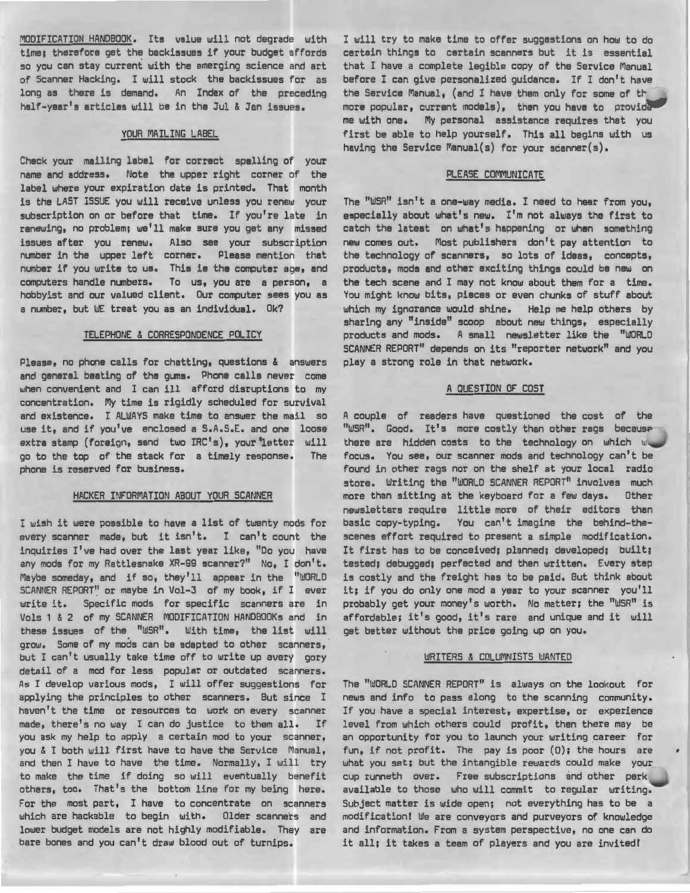MODIFICATION HANDBOOK. Its value will not degrade with time; therefore get the backissues if your budget affords so you can stay current with the emerging science and art of Scanner Hacking. I will stock the backissues for as long as there is demand. An Index of the preceding half-year's articles will be in the Jul & Jan issues.

## YOUR MAILING LABEL

Check your mailing label for correct spelling of your name and address. Note the upper right corner of the label where your expiration date is printed. That month is the LAST ISSUE you will receive unless you renew your subscription on or before that time. If you're late in renewing, no problem; we'll make sure you get any missed issues after you renew. Also see your subscription number in the upper left corner. Please mention that number if you write to us. This is the computer age, and computers handle numbers. To us, you are a person, a hobbyist and our valued client. Our computer sees you as a number, but WE treat you as an individual. Ok?

## TELEPHONE & CORRESPONDENCE POLICY

Please, no phone calls for chatting, questions & answers and general beating of the gums. Phone calls never come when convenient and I can ill afford disruptions to my concentration. My time is rigidly scheduled for survival and existence. I ALWAYS make time to answer the mail so use it, and if you've enclosed a S.A.S.E. and one loose extra stamp (foreign, send two IRC's), your letter will go to the top of the stack for a timely response. The phone is reserved for business.

## HACKER INFORMATION ABOUT YOUR SCANNER

I wish it were possible to have a list of twenty mods for every scanner made, but it isn't. I can't count the inquiries I've had over the last year like, "Do you have any mods for my Rattlesnake XR-99 scanner?" No, I don't. Maybe someday, and if so, they'll appear in the "WORLD SCANNER REPORT" or maybe in Vol-3 of my book, if I ever write it. Specific mods for specific scanners are in Vols 1 & 2 of my SCANNER MODIFICATION HANDBOOKs and in these issues of the "WSR". With time, the list will grow. Some of my mods can be adapted to other scanners, but I can't usually take time off to write up every gory detail of a mod for less popular or outdated scanners. As I develop various mods, I will offer suggestions for applying the principles to other scanners. But since I haven't the time or resources to work on every scanner made, there's no way I can do justice to them all. If you ask my help to apply a certain mod to your scanner, you & I both will first have to have the Service Manual, and then I have to have the time. Normally, I will try to make the time if doing so will eventually benefit others, too. That's the bottom line for my being here. For the most part, I have to concentrate on scanners which are hackable to begin with. Older scanners and lower budget models are not highly modifiable. They are bare bones and you can't draw blood out of turnips.

I will try to make time to offer suggestions on how to do certain things to certain scanners but it is essential that I have a complete legible copy of the Service Manual before I can give personalized guidance. If I don't have the Service Manual, (and I have them only for some of the more popular, current models), then you have to provide me with one. My personal assistance requires that you first be able to help yourself. This all begins with us having the Service Manual(s) for your scanner(s).

## PLEASE COMMUNICATE

The "WSR" isn't a one-way media. I need to hear from you, especially about what's new. I'm not always the first to catch the latest on what's happening or when something new comes out. Most publishers don't pay attention to the technology of scanners, so lots of ideas, concepts, products, mods and other exciting things could be new on the tech scene and I may not know about them for a time. You might know bits, pieces or even chunks of stuff about which my ignorance would shine. Help me help others by sharing any "inside" scoop about new things, especially products and mods. A small newsletter like the "WORLD SCANNER REPORT" depends on its "reporter network" and you play a strong role in that network.

## A QUESTION OF COST

A couple of readers have questioned the cost of the "WSR". Good. It's more costly than other rags because there are hidden costs to the technology on which we focus. You see, our scanner mods and technology can't be found in other rags nor on the shelf at your local radio store. Writing the "WORLD SCANNER REPORT" involves much more than sitting at the keyboard for a few days. Other newsletters require little more of their editors than basic copy-typing. You can't imagine the behind-the-scenes effort required to present a simple modification. It first has to be conceived; planned; developed; built; tested; debugged; perfected and then written. Every step is costly and the freight has to be paid. But think about it; if you do only one mod a year to your scanner you'll probably get your money's worth. No matter; the "WSR" is affordable; it's good, it's rare and unique and it will get better without the price going up on you.

## WRITERS & COLUMNISTS WANTED

The "WORLD SCANNER REPORT" is always on the lookout for news and info to pass along to the scanning community. If you have a special interest, expertise, or experience level from which others could profit, then there may be an opportunity for you to launch your writing career for fun, if not profit. The pay is poor (0); the hours are what you set; but the intangible rewards could make your cup runneth over. Free subscriptions and other perks available to those who will commit to regular writing. Subject matter is wide open; not everything has to be a modification! We are conveyors and purveyors of knowledge and information. From a system perspective, no one can do it all; it takes a team of players and you are invited!